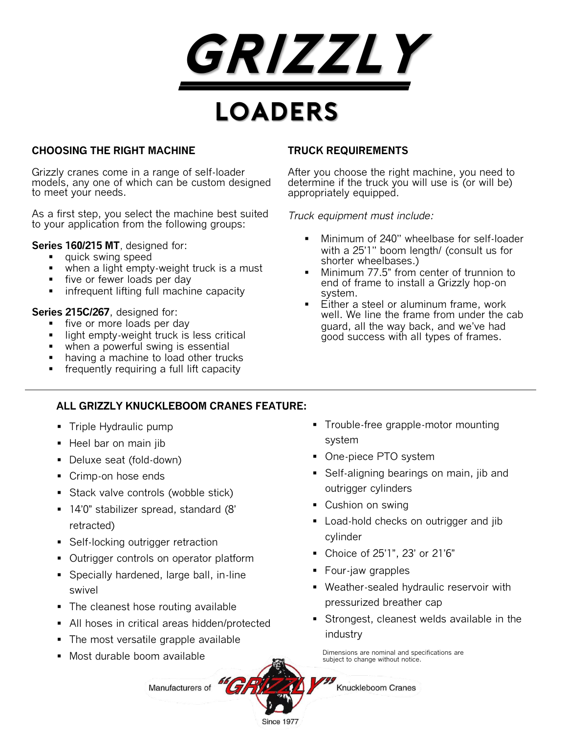# GRIZZLY

## LOADERS

### CHOOSING THE RIGHT MACHINE

Grizzly cranes come in a range of self-loader models, any one of which can be custom designed to meet your needs.

As a first step, you select the machine best suited to your application from the following groups:

**Series 160/215 MT**, designed for:

- quick swing speed
- when a light empty-weight truck is a must
- five or fewer loads per day
- infrequent lifting full machine capacity

**Series 215C/267**, designed for:

- five or more loads per day
- light empty-weight truck is less critical
- when a powerful swing is essential
- having a machine to load other trucks
- frequently requiring a full lift capacity

### TRUCK REQUIREMENTS

After you choose the right machine, you need to determine if the truck you will use is (or will be) appropriately equipped.

*Truck equipment must include:*

- Minimum of 240'' wheelbase for self-loader with a 25'1'' boom length/ (consult us for shorter wheelbases.)
- Minimum 77.5" from center of trunnion to end of frame to install a Grizzly hop-on system.
- Either a steel or aluminum frame, work well. We line the frame from under the cab guard, all the way back, and we've had good success with all types of frames.

---

### ALL GRIZZLY KNUCKLEBOOM CRANES FEATURE:

- Triple Hydraulic pump
- Heel bar on main jib
- Deluxe seat (fold-down)
- Crimp-on hose ends
- Stack valve controls (wobble stick)
- 14'0" stabilizer spread, standard (8' retracted)
- Self-locking outrigger retraction
- Outrigger controls on operator platform
- Specially hardened, large ball, in-line swivel
- The cleanest hose routing available
- All hoses in critical areas hidden/protected
- The most versatile grapple available
- Most durable boom available
- Trouble-free grapple-motor mounting system
- One-piece PTO system
- Self-aligning bearings on main, jib and outrigger cylinders
- Cushion on swing
- Load-hold checks on outrigger and jib cylinder
- Choice of 25'1", 23' or 21'6"
- Four-jaw grapples
- Weather-sealed hydraulic reservoir with pressurized breather cap
- Strongest, cleanest welds available in the industry

Dimensions are nominal and specifications are subject to change without notice.

Manufacturers of "GRIZZLY" Knuckleboom Cranes

Since 1977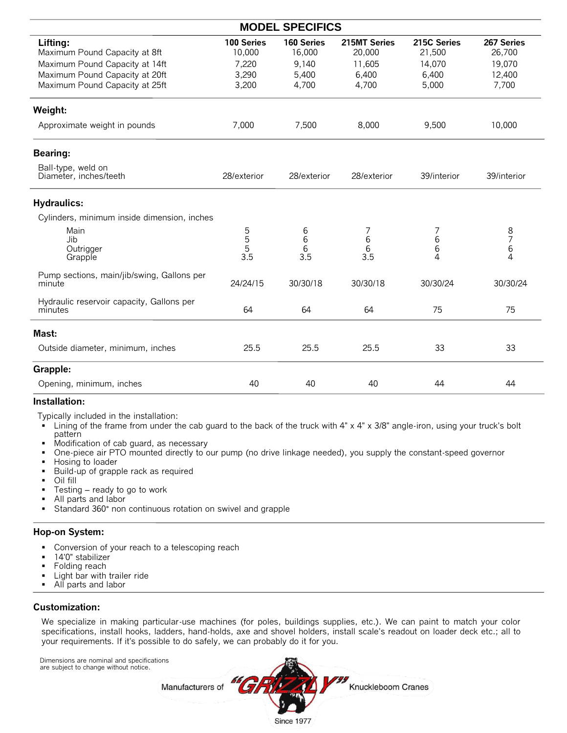## MODEL SPECIFICS

| | 100 Series | 160 Series | 215MT Series | 215C Series | 267 Series |
|---|---|---|---|---|---|
| **Lifting:** | | | | | |
| Maximum Pound Capacity at 8ft | 10,000 | 16,000 | 20,000 | 21,500 | 26,700 |
| Maximum Pound Capacity at 14ft | 7,220 | 9,140 | 11,605 | 14,070 | 19,070 |
| Maximum Pound Capacity at 20ft | 3,290 | 5,400 | 6,400 | 6,400 | 12,400 |
| Maximum Pound Capacity at 25ft | 3,200 | 4,700 | 4,700 | 5,000 | 7,700 |
| **Weight:** | | | | | |
| Approximate weight in pounds | 7,000 | 7,500 | 8,000 | 9,500 | 10,000 |
| **Bearing:** | | | | | |
| Ball-type, weld on Diameter, inches/teeth | 28/exterior | 28/exterior | 28/exterior | 39/interior | 39/interior |
| **Hydraulics:** | | | | | |
| Cylinders, minimum inside dimension, inches | | | | | |
| Main | 5 | 6 | 7 | 7 | 8 |
| Jib | 5 | 6 | 6 | 6 | 7 |
| Outrigger | 5 | 6 | 6 | 6 | 6 |
| Grapple | 3.5 | 3.5 | 3.5 | 4 | 4 |
| Pump sections, main/jib/swing, Gallons per minute | 24/24/15 | 30/30/18 | 30/30/18 | 30/30/24 | 30/30/24 |
| Hydraulic reservoir capacity, Gallons per minutes | 64 | 64 | 64 | 75 | 75 |
| **Mast:** | | | | | |
| Outside diameter, minimum, inches | 25.5 | 25.5 | 25.5 | 33 | 33 |
| **Grapple:** | | | | | |
| Opening, minimum, inches | 40 | 40 | 40 | 44 | 44 |

### Installation:

Typically included in the installation:

- Lining of the frame from under the cab guard to the back of the truck with 4" x 4" x 3/8" angle-iron, using your truck's bolt pattern
- Modification of cab guard, as necessary
- One-piece air PTO mounted directly to our pump (no drive linkage needed), you supply the constant-speed governor
- Hosing to loader
- Build-up of grapple rack as required
- Oil fill
- Testing – ready to go to work
- All parts and labor
- Standard 360° non continuous rotation on swivel and grapple

### Hop-on System:

- Conversion of your reach to a telescoping reach
- 14'0" stabilizer
- Folding reach
- Light bar with trailer ride
- All parts and labor

### Customization:

We specialize in making particular-use machines (for poles, buildings supplies, etc.). We can paint to match your color specifications, install hooks, ladders, hand-holds, axe and shovel holders, install scale's readout on loader deck etc.; all to your requirements. If it's possible to do safely, we can probably do it for you.

Dimensions are nominal and specifications are subject to change without notice.

Manufacturers of "GRIZZLY" Knuckleboom Cranes

Since 1977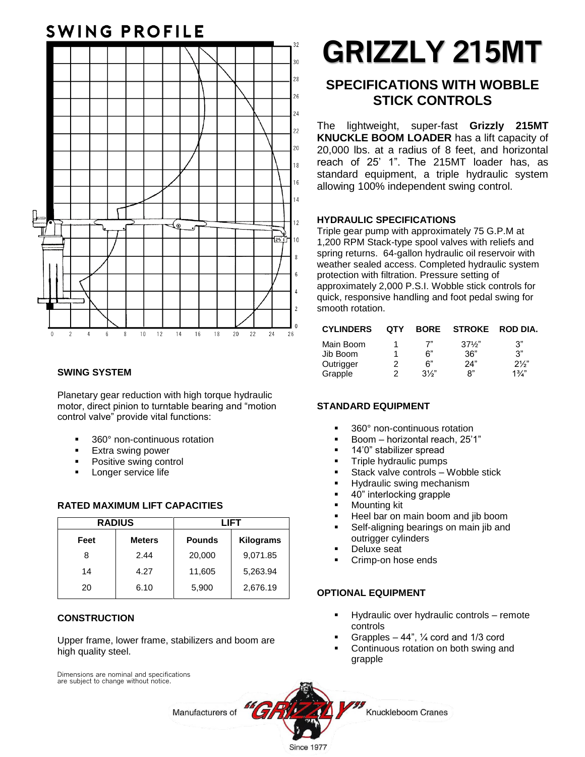## SWING PROFILE

32
30
28
26
24
22
20
18
16
14
12
10
8
6
4
2
0

0 2 4 6 8 10 12 14 16 18 20 22 24 26

25'1"

### SWING SYSTEM

Planetary gear reduction with high torque hydraulic motor, direct pinion to turntable bearing and "motion control valve" provide vital functions:

- 360° non-continuous rotation
- Extra swing power
- Positive swing control
- Longer service life

### RATED MAXIMUM LIFT CAPACITIES

| RADIUS | | LIFT | |
|---|---|---|---|
| **Feet** | **Meters** | **Pounds** | **Kilograms** |
| 8 | 2.44 | 20,000 | 9,071.85 |
| 14 | 4.27 | 11,605 | 5,263.94 |
| 20 | 6.10 | 5,900 | 2,676.19 |

### CONSTRUCTION

Upper frame, lower frame, stabilizers and boom are high quality steel.

Dimensions are nominal and specifications are subject to change without notice.

# GRIZZLY 215MT

## SPECIFICATIONS WITH WOBBLE STICK CONTROLS

The lightweight, super-fast **Grizzly 215MT KNUCKLE BOOM LOADER** has a lift capacity of 20,000 lbs. at a radius of 8 feet, and horizontal reach of 25' 1". The 215MT loader has, as standard equipment, a triple hydraulic system allowing 100% independent swing control.

### HYDRAULIC SPECIFICATIONS

Triple gear pump with approximately 75 G.P.M at 1,200 RPM Stack-type spool valves with reliefs and spring returns. 64-gallon hydraulic oil reservoir with weather sealed access. Completed hydraulic system protection with filtration. Pressure setting of approximately 2,000 P.S.I. Wobble stick controls for quick, responsive handling and foot pedal swing for smooth rotation.

| CYLINDERS | QTY | BORE | STROKE | ROD DIA. |
|---|---|---|---|---|
| Main Boom | 1 | 7" | 37½" | 3" |
| Jib Boom | 1 | 6" | 36" | 3" |
| Outrigger | 2 | 6" | 24" | 2½" |
| Grapple | 2 | 3½" | 8" | 1¾" |

### STANDARD EQUIPMENT

- 360° non-continuous rotation
- Boom – horizontal reach, 25'1"
- 14'0" stabilizer spread
- Triple hydraulic pumps
- Stack valve controls – Wobble stick
- Hydraulic swing mechanism
- 40" interlocking grapple
- Mounting kit
- Heel bar on main boom and jib boom
- Self-aligning bearings on main jib and outrigger cylinders
- Deluxe seat
- Crimp-on hose ends

### OPTIONAL EQUIPMENT

- Hydraulic over hydraulic controls – remote controls
- Grapples – 44", ¼ cord and 1/3 cord
- Continuous rotation on both swing and grapple

Manufacturers of "GRIZZLY" Knuckleboom Cranes

Since 1977